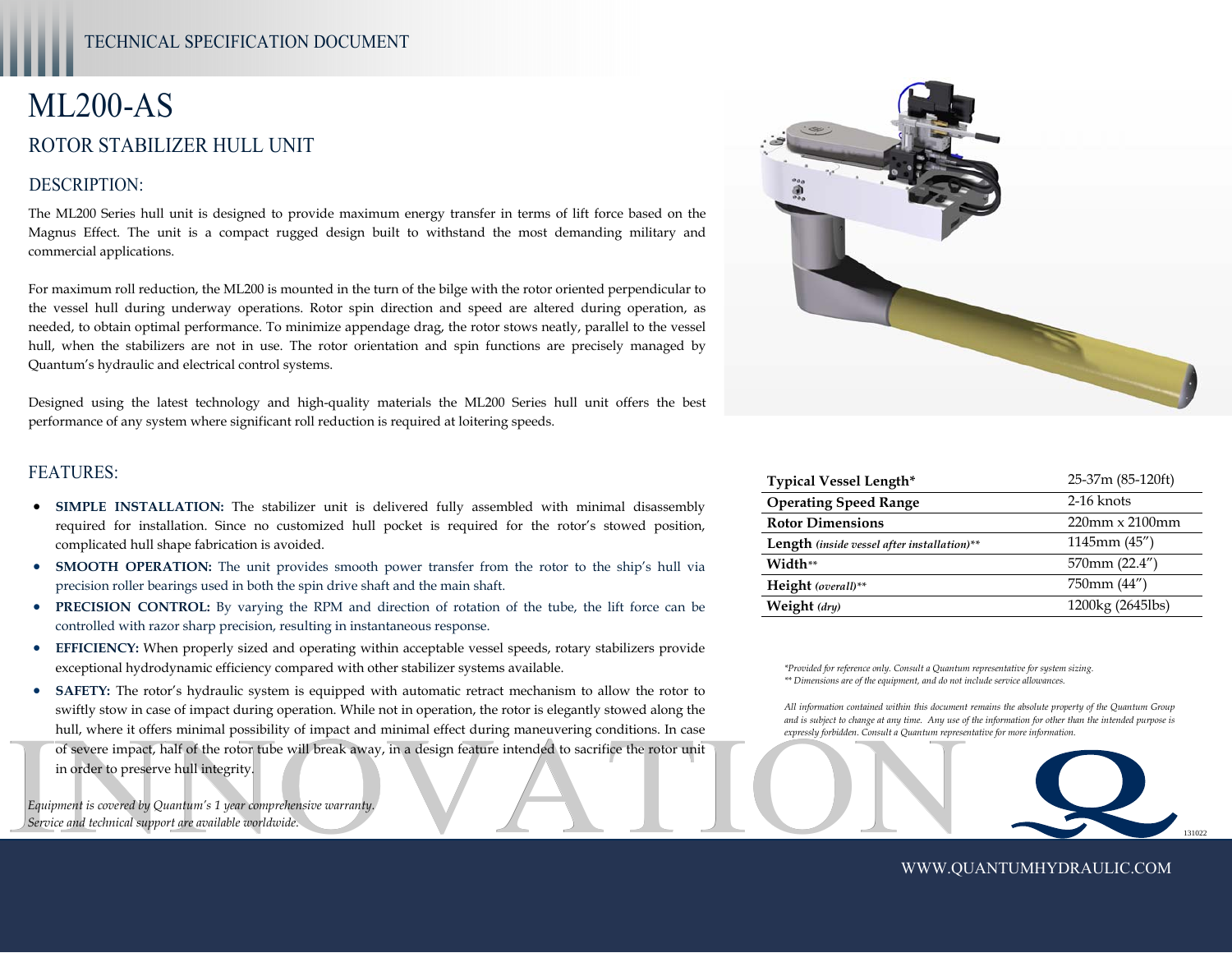TECHNICAL SPECIFICATION DOCUMENT

# ML200-AS

## ROTOR STABILIZER HULL UNIT

### DESCRIPTION:

The ML200 Series hull unit is designed to provide maximum energy transfer in terms of lift force based on the Magnus Effect. The unit is a compact rugged design built to withstand the most demanding military and commercial applications.

For maximum roll reduction, the ML200 is mounted in the turn of the bilge with the rotor oriented perpendicular to the vessel hull during underway operations. Rotor spin direction and speed are altered during operation, as needed, to obtain optimal performance. To minimize appendage drag, the rotor stows neatly, parallel to the vessel hull, when the stabilizers are not in use. The rotor orientation and spin functions are precisely managed by Quantum's hydraulic and electrical control systems.

Designed using the latest technology and high-quality materials the ML200 Series hull unit offers the best performance of any system where significant roll reduction is required at loitering speeds.

### FEATURES:

- **SIMPLE INSTALLATION:** The stabilizer unit is delivered fully assembled with minimal disassembly required for installation. Since no customized hull pocket is required for the rotor's stowed position, complicated hull shape fabrication is avoided.
- **SMOOTH OPERATION:** The unit provides smooth power transfer from the rotor to the ship's hull via precision roller bearings used in both the spin drive shaft and the main shaft.
- **PRECISION CONTROL:** By varying the RPM and direction of rotation of the tube, the lift force can be controlled with razor sharp precision, resulting in instantaneous response.
- **EFFICIENCY:** When properly sized and operating within acceptable vessel speeds, rotary stabilizers provide exceptional hydrodynamic efficiency compared with other stabilizer systems available.
- **SAFETY:** The rotor's hydraulic system is equipped with automatic retract mechanism to allow the rotor to swiftly stow in case of impact during operation. While not in operation, the rotor is elegantly stowed along the hull, where it offers minimal possibility of impact and minimal effect during maneuvering conditions. In case of severe impact, half of the rotor tube will break away, in a design feature intended to sacrifice the rotor unit in order to preserve hull integrity.

*Equipment is covered by Quantum's 1 year comprehensive warranty.*
*Service and technical support are available worldwide.*

| | |
|---|---|
| **Typical Vessel Length*** | 25-37m (85-120ft) |
| **Operating Speed Range** | 2-16 knots |
| **Rotor Dimensions** | 220mm x 2100mm |
| **Length** *(inside vessel after installation)*** | 1145mm (45") |
| **Width**** | 570mm (22.4") |
| **Height** *(overall)*** | 750mm (44") |
| **Weight** *(dry)* | 1200kg (2645lbs) |

*\*Provided for reference only. Consult a Quantum representative for system sizing.*
*\*\* Dimensions are of the equipment, and do not include service allowances.*

*All information contained within this document remains the absolute property of the Quantum Group and is subject to change at any time. Any use of the information for other than the intended purpose is expressly forbidden. Consult a Quantum representative for more information.*

INNOVATION

131022

WWW.QUANTUMHYDRAULIC.COM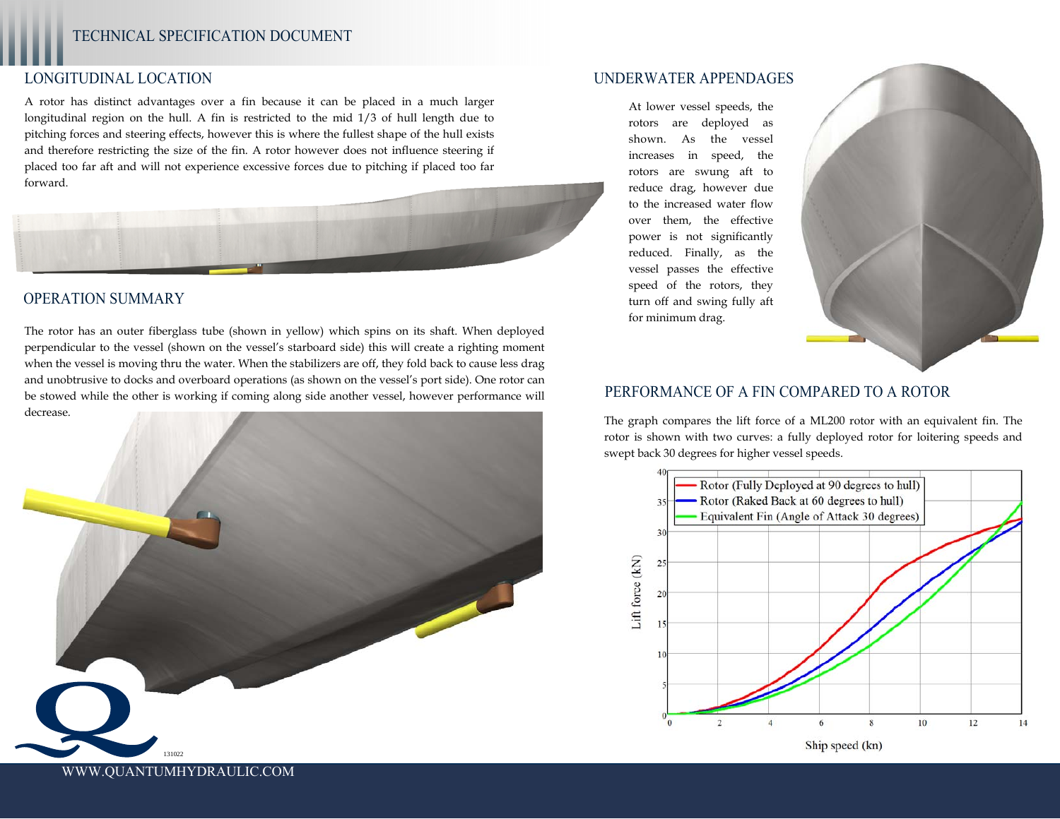## LONGITUDINAL LOCATION

A rotor has distinct advantages over a fin because it can be placed in a much larger longitudinal region on the hull. A fin is restricted to the mid 1/3 of hull length due to pitching forces and steering effects, however this is where the fullest shape of the hull exists and therefore restricting the size of the fin. A rotor however does not influence steering if placed too far aft and will not experience excessive forces due to pitching if placed too far forward.

## OPERATION SUMMARY

The rotor has an outer fiberglass tube (shown in yellow) which spins on its shaft. When deployed perpendicular to the vessel (shown on the vessel's starboard side) this will create a righting moment when the vessel is moving thru the water. When the stabilizers are off, they fold back to cause less drag and unobtrusive to docks and overboard operations (as shown on the vessel's port side). One rotor can be stowed while the other is working if coming along side another vessel, however performance will decrease.

## UNDERWATER APPENDAGES

At lower vessel speeds, the rotors are deployed as shown. As the vessel increases in speed, the rotors are swung aft to reduce drag, however due to the increased water flow over them, the effective power is not significantly reduced. Finally, as the vessel passes the effective speed of the rotors, they turn off and swing fully aft for minimum drag.

## PERFORMANCE OF A FIN COMPARED TO A ROTOR

The graph compares the lift force of a ML200 rotor with an equivalent fin. The rotor is shown with two curves: a fully deployed rotor for loitering speeds and swept back 30 degrees for higher vessel speeds.

Rotor (Fully Deployed at 90 degrees to hull)
Rotor (Raked Back at 60 degrees to hull)
Equivalent Fin (Angle of Attack 30 degrees)

Lift force (kN)
0 5 10 15 20 25 30 35 40

Ship speed (kn)
0 2 4 6 8 10 12 14

131022

WWW.QUANTUMHYDRAULIC.COM